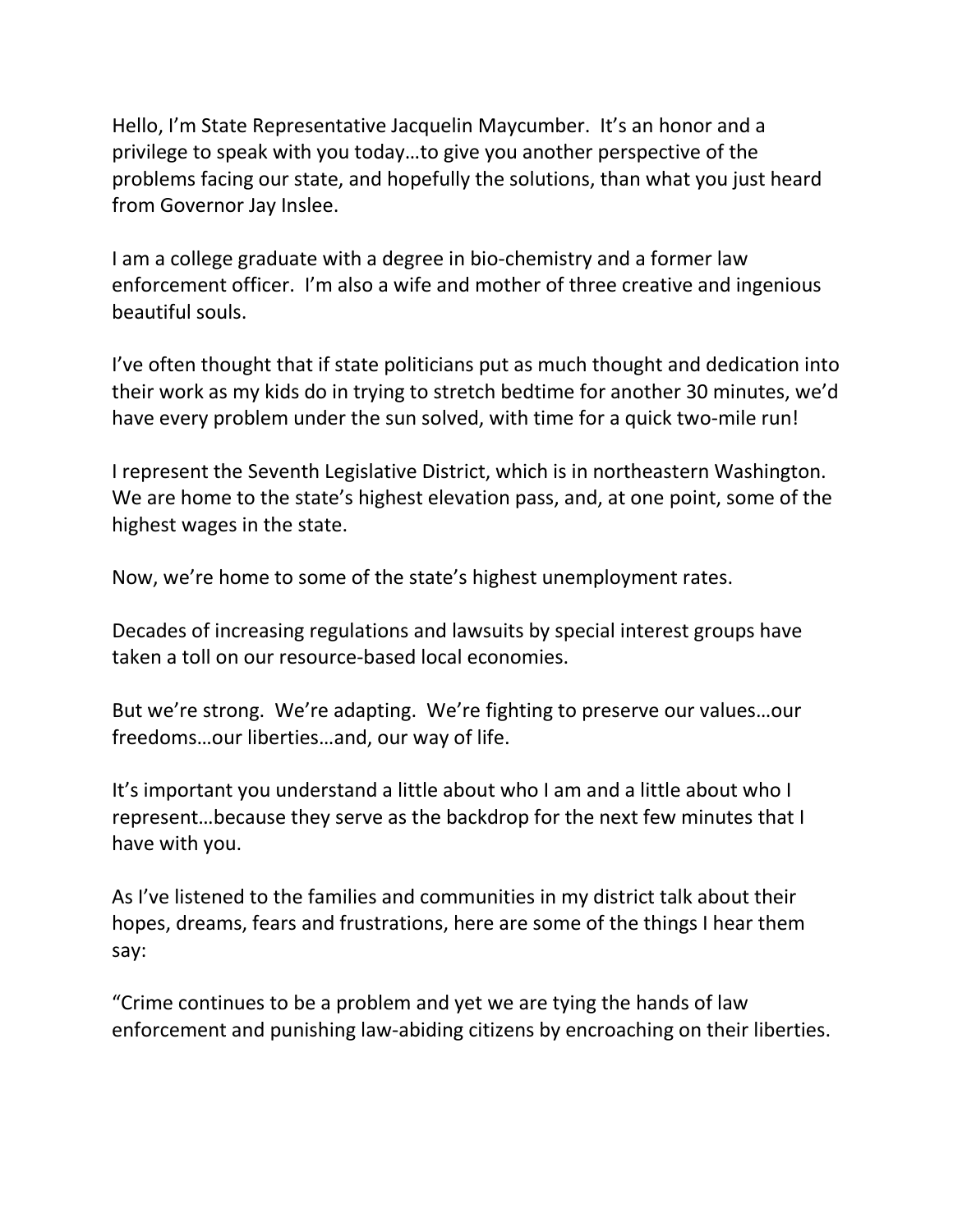Hello, I'm State Representative Jacquelin Maycumber. It's an honor and a privilege to speak with you today…to give you another perspective of the problems facing our state, and hopefully the solutions, than what you just heard from Governor Jay Inslee.

I am a college graduate with a degree in bio-chemistry and a former law enforcement officer. I'm also a wife and mother of three creative and ingenious beautiful souls.

I've often thought that if state politicians put as much thought and dedication into their work as my kids do in trying to stretch bedtime for another 30 minutes, we'd have every problem under the sun solved, with time for a quick two-mile run!

I represent the Seventh Legislative District, which is in northeastern Washington. We are home to the state's highest elevation pass, and, at one point, some of the highest wages in the state.

Now, we're home to some of the state's highest unemployment rates.

Decades of increasing regulations and lawsuits by special interest groups have taken a toll on our resource-based local economies.

But we're strong. We're adapting. We're fighting to preserve our values…our freedoms…our liberties…and, our way of life.

It's important you understand a little about who I am and a little about who I represent…because they serve as the backdrop for the next few minutes that I have with you.

As I've listened to the families and communities in my district talk about their hopes, dreams, fears and frustrations, here are some of the things I hear them say:

"Crime continues to be a problem and yet we are tying the hands of law enforcement and punishing law-abiding citizens by encroaching on their liberties.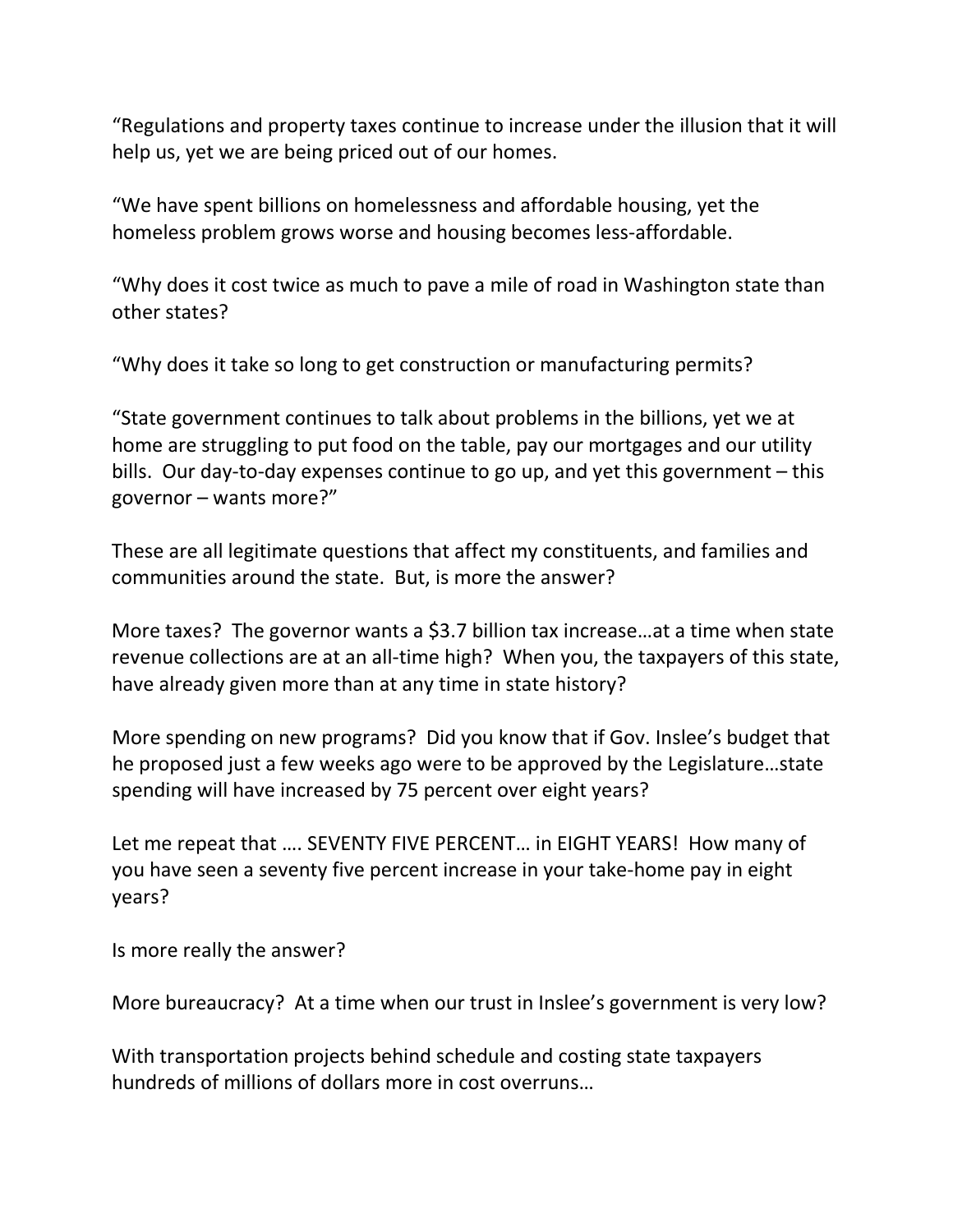"Regulations and property taxes continue to increase under the illusion that it will help us, yet we are being priced out of our homes.

"We have spent billions on homelessness and affordable housing, yet the homeless problem grows worse and housing becomes less-affordable.

"Why does it cost twice as much to pave a mile of road in Washington state than other states?

"Why does it take so long to get construction or manufacturing permits?

"State government continues to talk about problems in the billions, yet we at home are struggling to put food on the table, pay our mortgages and our utility bills. Our day-to-day expenses continue to go up, and yet this government – this governor – wants more?"

These are all legitimate questions that affect my constituents, and families and communities around the state. But, is more the answer?

More taxes? The governor wants a $3.7 billion tax increase…at a time when state revenue collections are at an all-time high? When you, the taxpayers of this state, have already given more than at any time in state history?

More spending on new programs? Did you know that if Gov. Inslee's budget that he proposed just a few weeks ago were to be approved by the Legislature…state spending will have increased by 75 percent over eight years?

Let me repeat that …. SEVENTY FIVE PERCENT… in EIGHT YEARS! How many of you have seen a seventy five percent increase in your take-home pay in eight years?

Is more really the answer?

More bureaucracy? At a time when our trust in Inslee's government is very low?

With transportation projects behind schedule and costing state taxpayers hundreds of millions of dollars more in cost overruns…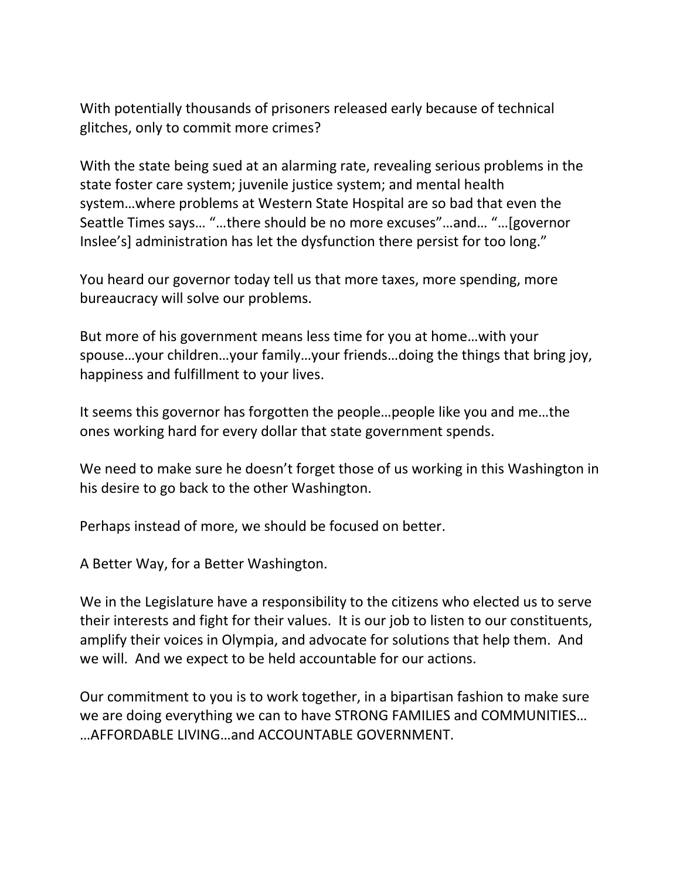With potentially thousands of prisoners released early because of technical glitches, only to commit more crimes?

With the state being sued at an alarming rate, revealing serious problems in the state foster care system; juvenile justice system; and mental health system…where problems at Western State Hospital are so bad that even the Seattle Times says… "…there should be no more excuses"…and… "…[governor Inslee's] administration has let the dysfunction there persist for too long."

You heard our governor today tell us that more taxes, more spending, more bureaucracy will solve our problems.

But more of his government means less time for you at home…with your spouse…your children…your family…your friends…doing the things that bring joy, happiness and fulfillment to your lives.

It seems this governor has forgotten the people…people like you and me…the ones working hard for every dollar that state government spends.

We need to make sure he doesn't forget those of us working in this Washington in his desire to go back to the other Washington.

Perhaps instead of more, we should be focused on better.

A Better Way, for a Better Washington.

We in the Legislature have a responsibility to the citizens who elected us to serve their interests and fight for their values. It is our job to listen to our constituents, amplify their voices in Olympia, and advocate for solutions that help them. And we will. And we expect to be held accountable for our actions.

Our commitment to you is to work together, in a bipartisan fashion to make sure we are doing everything we can to have STRONG FAMILIES and COMMUNITIES… …AFFORDABLE LIVING…and ACCOUNTABLE GOVERNMENT.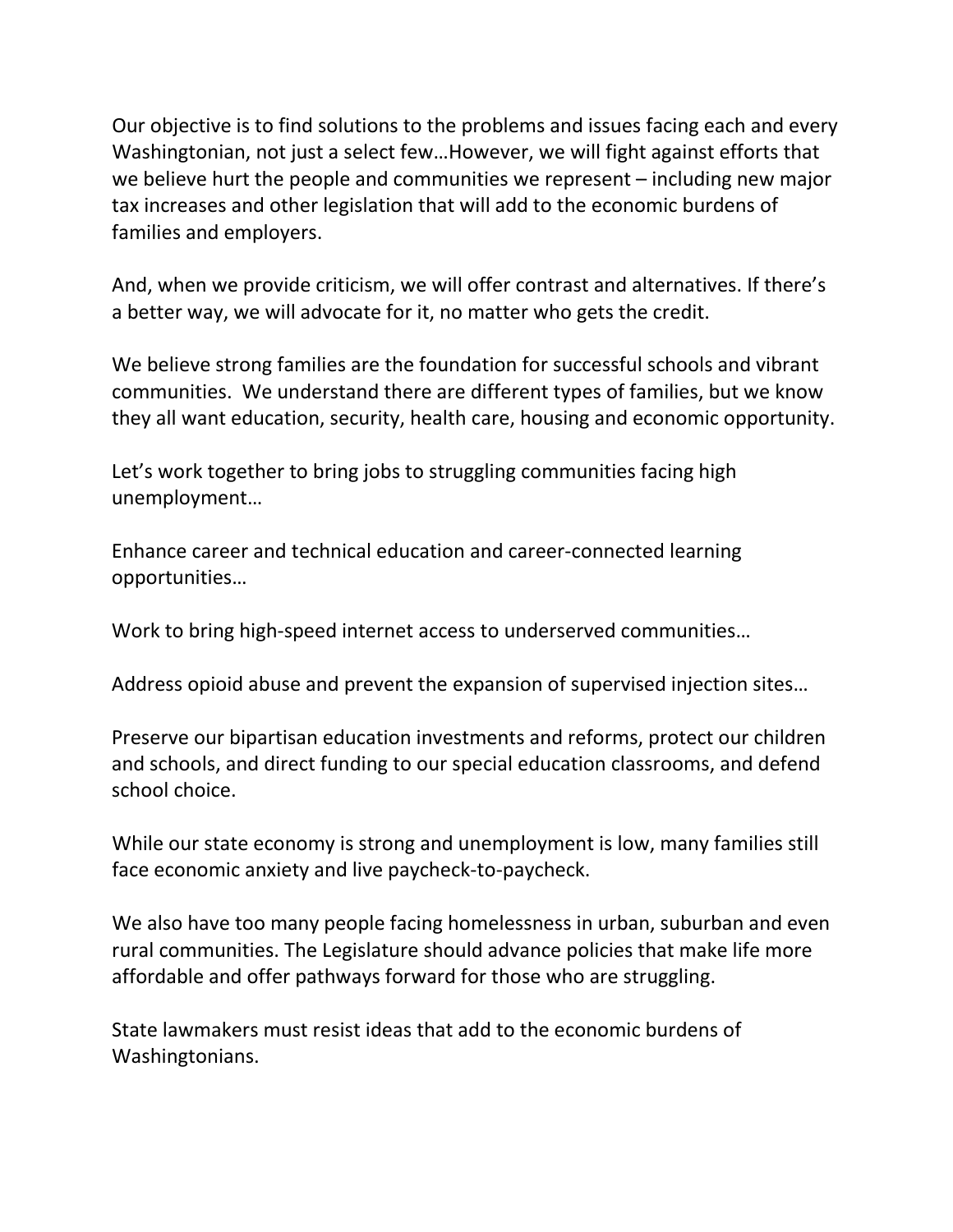Our objective is to find solutions to the problems and issues facing each and every Washingtonian, not just a select few…However, we will fight against efforts that we believe hurt the people and communities we represent – including new major tax increases and other legislation that will add to the economic burdens of families and employers.

And, when we provide criticism, we will offer contrast and alternatives. If there's a better way, we will advocate for it, no matter who gets the credit.

We believe strong families are the foundation for successful schools and vibrant communities. We understand there are different types of families, but we know they all want education, security, health care, housing and economic opportunity.

Let's work together to bring jobs to struggling communities facing high unemployment…

Enhance career and technical education and career-connected learning opportunities…

Work to bring high-speed internet access to underserved communities…

Address opioid abuse and prevent the expansion of supervised injection sites…

Preserve our bipartisan education investments and reforms, protect our children and schools, and direct funding to our special education classrooms, and defend school choice.

While our state economy is strong and unemployment is low, many families still face economic anxiety and live paycheck-to-paycheck.

We also have too many people facing homelessness in urban, suburban and even rural communities. The Legislature should advance policies that make life more affordable and offer pathways forward for those who are struggling.

State lawmakers must resist ideas that add to the economic burdens of Washingtonians.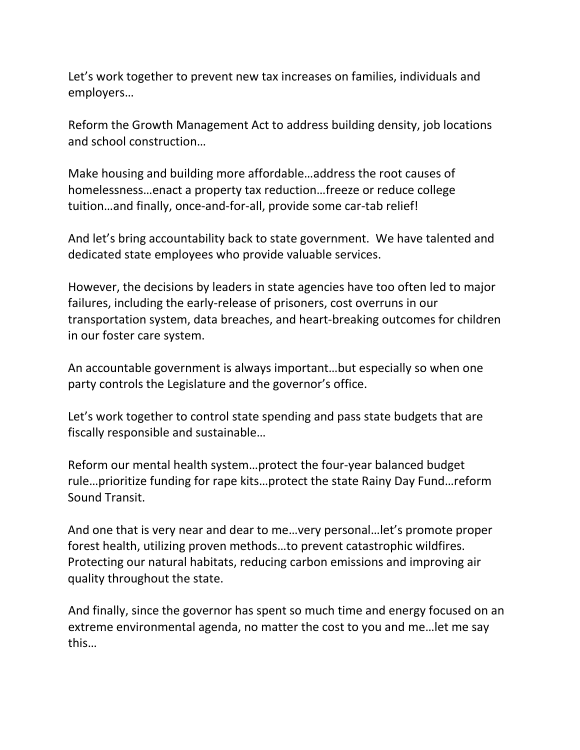Let's work together to prevent new tax increases on families, individuals and employers…

Reform the Growth Management Act to address building density, job locations and school construction…

Make housing and building more affordable…address the root causes of homelessness…enact a property tax reduction…freeze or reduce college tuition…and finally, once-and-for-all, provide some car-tab relief!

And let's bring accountability back to state government. We have talented and dedicated state employees who provide valuable services.

However, the decisions by leaders in state agencies have too often led to major failures, including the early-release of prisoners, cost overruns in our transportation system, data breaches, and heart-breaking outcomes for children in our foster care system.

An accountable government is always important…but especially so when one party controls the Legislature and the governor's office.

Let's work together to control state spending and pass state budgets that are fiscally responsible and sustainable…

Reform our mental health system…protect the four-year balanced budget rule…prioritize funding for rape kits…protect the state Rainy Day Fund…reform Sound Transit.

And one that is very near and dear to me…very personal…let's promote proper forest health, utilizing proven methods…to prevent catastrophic wildfires. Protecting our natural habitats, reducing carbon emissions and improving air quality throughout the state.

And finally, since the governor has spent so much time and energy focused on an extreme environmental agenda, no matter the cost to you and me…let me say this…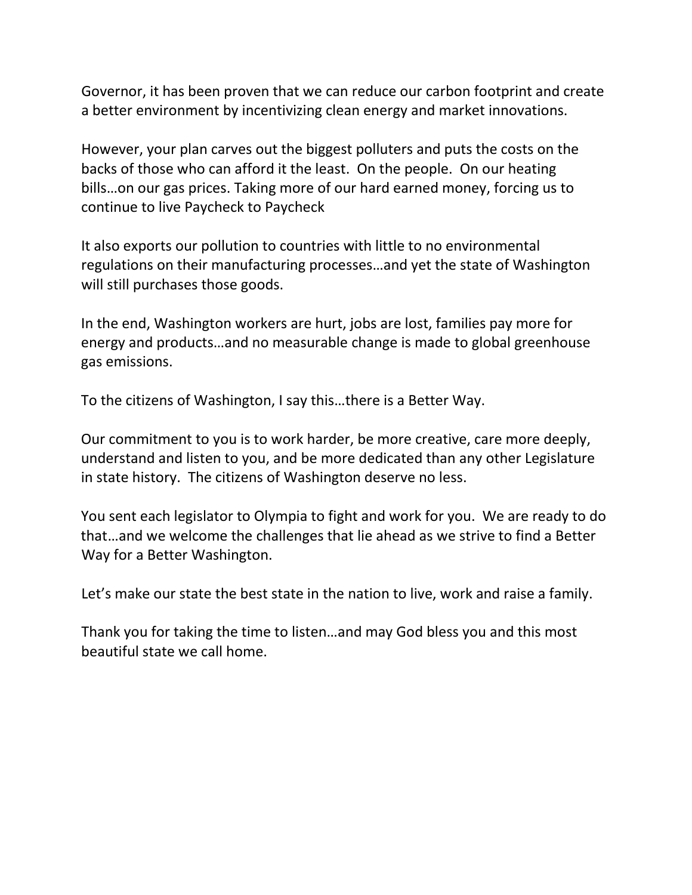Governor, it has been proven that we can reduce our carbon footprint and create a better environment by incentivizing clean energy and market innovations.

However, your plan carves out the biggest polluters and puts the costs on the backs of those who can afford it the least. On the people. On our heating bills…on our gas prices. Taking more of our hard earned money, forcing us to continue to live Paycheck to Paycheck

It also exports our pollution to countries with little to no environmental regulations on their manufacturing processes…and yet the state of Washington will still purchases those goods.

In the end, Washington workers are hurt, jobs are lost, families pay more for energy and products…and no measurable change is made to global greenhouse gas emissions.

To the citizens of Washington, I say this…there is a Better Way.

Our commitment to you is to work harder, be more creative, care more deeply, understand and listen to you, and be more dedicated than any other Legislature in state history. The citizens of Washington deserve no less.

You sent each legislator to Olympia to fight and work for you. We are ready to do that…and we welcome the challenges that lie ahead as we strive to find a Better Way for a Better Washington.

Let's make our state the best state in the nation to live, work and raise a family.

Thank you for taking the time to listen…and may God bless you and this most beautiful state we call home.